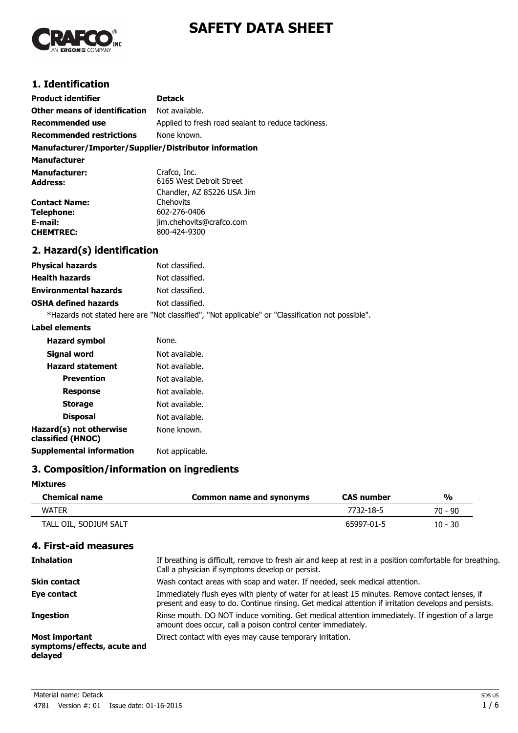# SAFETY DATA SHEET

## 1. Identification

**Product identifier** **Detack**

**Other means of identification** Not available.

**Recommended use** Applied to fresh road sealant to reduce tackiness.

**Recommended restrictions** None known.

**Manufacturer/Importer/Supplier/Distributor information**

**Manufacturer**

**Manufacturer:** Crafco, Inc.

**Address:** 6165 West Detroit Street
Chandler, AZ 85226 USA Jim

**Contact Name:** Chehovits

**Telephone:** 602-276-0406

**E-mail:** jim.chehovits@crafco.com

**CHEMTREC:** 800-424-9300

## 2. Hazard(s) identification

**Physical hazards** Not classified.

**Health hazards** Not classified.

**Environmental hazards** Not classified.

**OSHA defined hazards** Not classified.

*Hazards not stated here are "Not classified", "Not applicable" or "Classification not possible".

**Label elements**

**Hazard symbol** None.

**Signal word** Not available.

**Hazard statement** Not available.

**Prevention** Not available.

**Response** Not available.

**Storage** Not available.

**Disposal** Not available.

**Hazard(s) not otherwise classified (HNOC)** None known.

**Supplemental information** Not applicable.

## 3. Composition/information on ingredients

**Mixtures**

| Chemical name | Common name and synonyms | CAS number | % |
|---|---|---|---|
| WATER | | 7732-18-5 | 70 - 90 |
| TALL OIL, SODIUM SALT | | 65997-01-5 | 10 - 30 |

## 4. First-aid measures

**Inhalation** If breathing is difficult, remove to fresh air and keep at rest in a position comfortable for breathing. Call a physician if symptoms develop or persist.

**Skin contact** Wash contact areas with soap and water. If needed, seek medical attention.

**Eye contact** Immediately flush eyes with plenty of water for at least 15 minutes. Remove contact lenses, if present and easy to do. Continue rinsing. Get medical attention if irritation develops and persists.

**Ingestion** Rinse mouth. DO NOT induce vomiting. Get medical attention immediately. If ingestion of a large amount does occur, call a poison control center immediately.

**Most important symptoms/effects, acute and delayed** Direct contact with eyes may cause temporary irritation.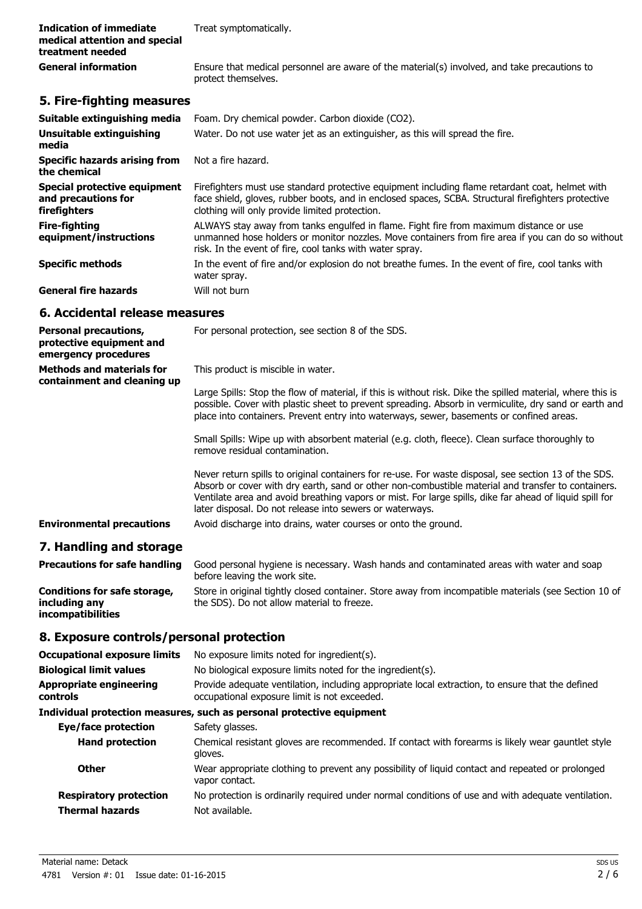| | |
|---|---|
| **Indication of immediate medical attention and special treatment needed** | Treat symptomatically. |
| **General information** | Ensure that medical personnel are aware of the material(s) involved, and take precautions to protect themselves. |

## 5. Fire-fighting measures

| | |
|---|---|
| **Suitable extinguishing media** | Foam. Dry chemical powder. Carbon dioxide ($CO_2$). |
| **Unsuitable extinguishing media** | Water. Do not use water jet as an extinguisher, as this will spread the fire. |
| **Specific hazards arising from the chemical** | Not a fire hazard. |
| **Special protective equipment and precautions for firefighters** | Firefighters must use standard protective equipment including flame retardant coat, helmet with face shield, gloves, rubber boots, and in enclosed spaces, SCBA. Structural firefighters protective clothing will only provide limited protection. |
| **Fire-fighting equipment/instructions** | ALWAYS stay away from tanks engulfed in flame. Fight fire from maximum distance or use unmanned hose holders or monitor nozzles. Move containers from fire area if you can do so without risk. In the event of fire, cool tanks with water spray. |
| **Specific methods** | In the event of fire and/or explosion do not breathe fumes. In the event of fire, cool tanks with water spray. |
| **General fire hazards** | Will not burn |

## 6. Accidental release measures

**Personal precautions, protective equipment and emergency procedures**
For personal protection, see section 8 of the SDS.

**Methods and materials for containment and cleaning up**
This product is miscible in water.

Large Spills: Stop the flow of material, if this is without risk. Dike the spilled material, where this is possible. Cover with plastic sheet to prevent spreading. Absorb in vermiculite, dry sand or earth and place into containers. Prevent entry into waterways, sewer, basements or confined areas.

Small Spills: Wipe up with absorbent material (e.g. cloth, fleece). Clean surface thoroughly to remove residual contamination.

Never return spills to original containers for re-use. For waste disposal, see section 13 of the SDS. Absorb or cover with dry earth, sand or other non-combustible material and transfer to containers. Ventilate area and avoid breathing vapors or mist. For large spills, dike far ahead of liquid spill for later disposal. Do not release into sewers or waterways.

**Environmental precautions**
Avoid discharge into drains, water courses or onto the ground.

## 7. Handling and storage

| | |
|---|---|
| **Precautions for safe handling** | Good personal hygiene is necessary. Wash hands and contaminated areas with water and soap before leaving the work site. |
| **Conditions for safe storage, including any incompatibilities** | Store in original tightly closed container. Store away from incompatible materials (see Section 10 of the SDS). Do not allow material to freeze. |

## 8. Exposure controls/personal protection

| | |
|---|---|
| **Occupational exposure limits** | No exposure limits noted for ingredient(s). |
| **Biological limit values** | No biological exposure limits noted for the ingredient(s). |
| **Appropriate engineering controls** | Provide adequate ventilation, including appropriate local extraction, to ensure that the defined occupational exposure limit is not exceeded. |

**Individual protection measures, such as personal protective equipment**

| | |
|---|---|
| **Eye/face protection** | Safety glasses. |
| **Hand protection** | Chemical resistant gloves are recommended. If contact with forearms is likely wear gauntlet style gloves. |
| **Other** | Wear appropriate clothing to prevent any possibility of liquid contact and repeated or prolonged vapor contact. |
| **Respiratory protection** | No protection is ordinarily required under normal conditions of use and with adequate ventilation. |
| **Thermal hazards** | Not available. |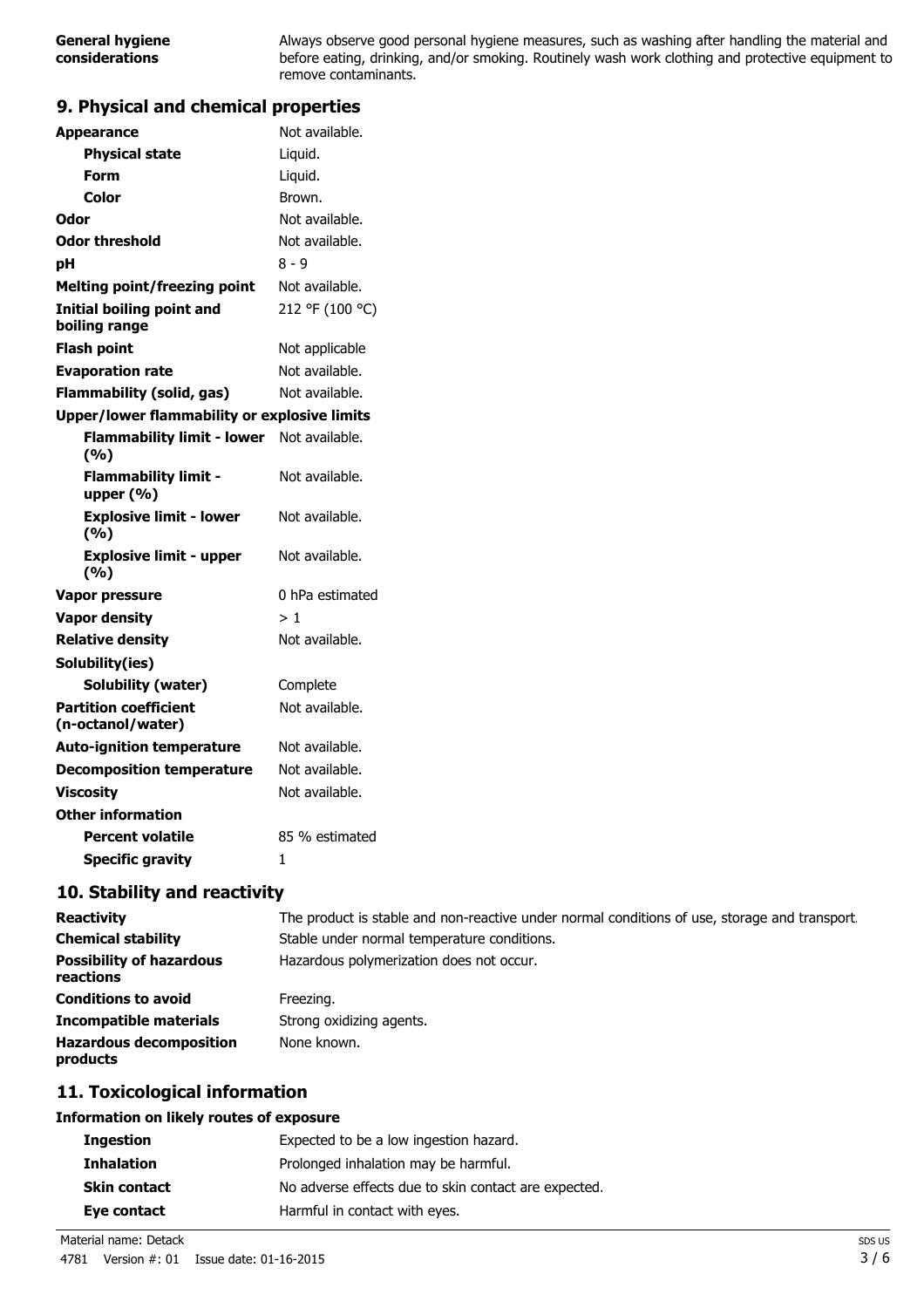| | |
|---|---|
| **General hygiene considerations** | Always observe good personal hygiene measures, such as washing after handling the material and before eating, drinking, and/or smoking. Routinely wash work clothing and protective equipment to remove contaminants. |

## 9. Physical and chemical properties

| | |
|---|---|
| **Appearance** | Not available. |
| **Physical state** | Liquid. |
| **Form** | Liquid. |
| **Color** | Brown. |
| **Odor** | Not available. |
| **Odor threshold** | Not available. |
| **pH** | 8 - 9 |
| **Melting point/freezing point** | Not available. |
| **Initial boiling point and boiling range** | 212 °F (100 °C) |
| **Flash point** | Not applicable |
| **Evaporation rate** | Not available. |
| **Flammability (solid, gas)** | Not available. |
| **Upper/lower flammability or explosive limits** | |
| **Flammability limit - lower (%)** | Not available. |
| **Flammability limit - upper (%)** | Not available. |
| **Explosive limit - lower (%)** | Not available. |
| **Explosive limit - upper (%)** | Not available. |
| **Vapor pressure** | 0 hPa estimated |
| **Vapor density** | > 1 |
| **Relative density** | Not available. |
| **Solubility(ies)** | |
| **Solubility (water)** | Complete |
| **Partition coefficient (n-octanol/water)** | Not available. |
| **Auto-ignition temperature** | Not available. |
| **Decomposition temperature** | Not available. |
| **Viscosity** | Not available. |
| **Other information** | |
| **Percent volatile** | 85 % estimated |
| **Specific gravity** | 1 |

## 10. Stability and reactivity

| | |
|---|---|
| **Reactivity** | The product is stable and non-reactive under normal conditions of use, storage and transport. |
| **Chemical stability** | Stable under normal temperature conditions. |
| **Possibility of hazardous reactions** | Hazardous polymerization does not occur. |
| **Conditions to avoid** | Freezing. |
| **Incompatible materials** | Strong oxidizing agents. |
| **Hazardous decomposition products** | None known. |

## 11. Toxicological information

**Information on likely routes of exposure**

| | |
|---|---|
| **Ingestion** | Expected to be a low ingestion hazard. |
| **Inhalation** | Prolonged inhalation may be harmful. |
| **Skin contact** | No adverse effects due to skin contact are expected. |
| **Eye contact** | Harmful in contact with eyes. |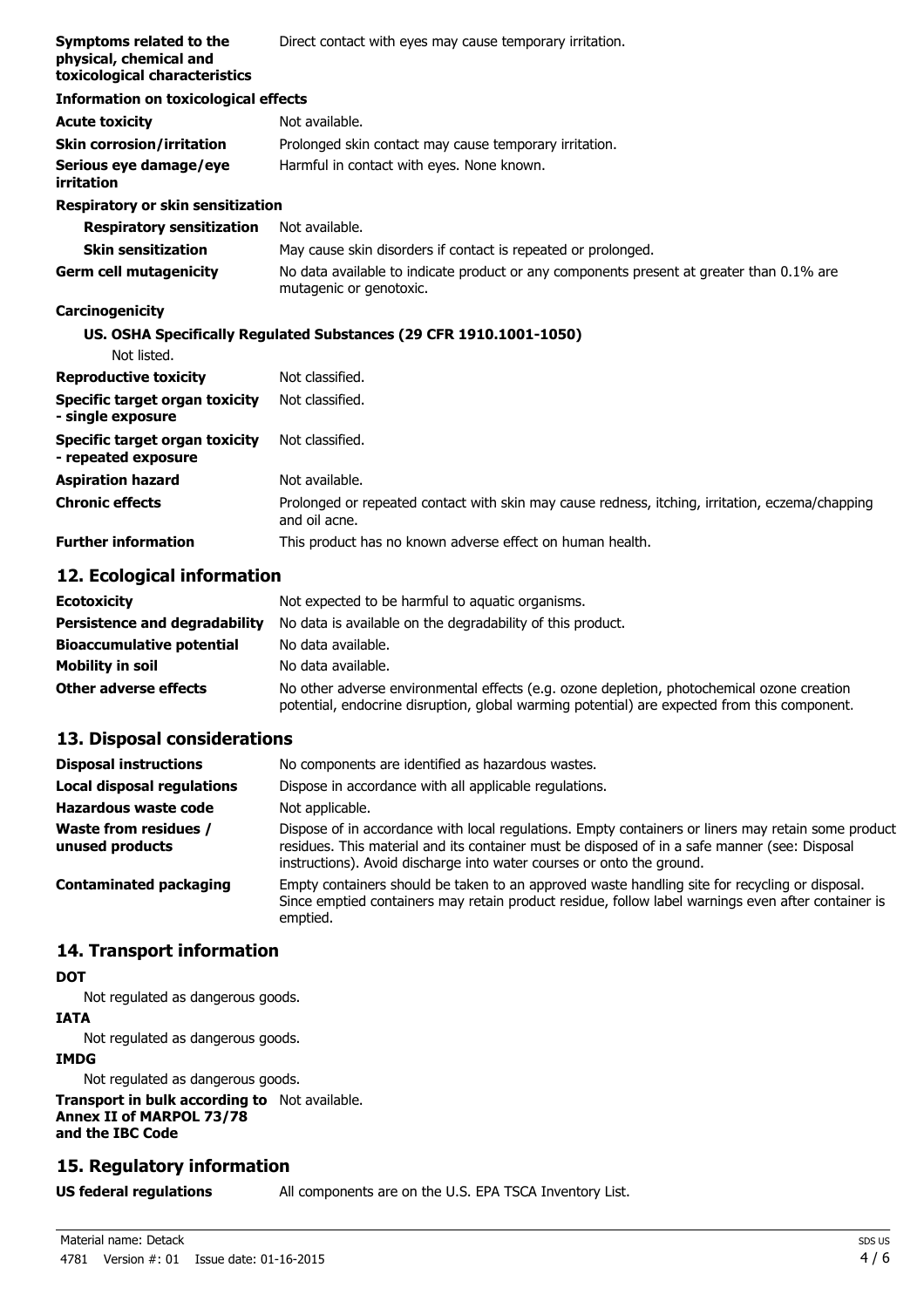| | |
|---|---|
| **Symptoms related to the physical, chemical and toxicological characteristics** | Direct contact with eyes may cause temporary irritation. |

**Information on toxicological effects**

| | |
|---|---|
| **Acute toxicity** | Not available. |
| **Skin corrosion/irritation** | Prolonged skin contact may cause temporary irritation. |
| **Serious eye damage/eye irritation** | Harmful in contact with eyes. None known. |

**Respiratory or skin sensitization**

| | |
|---|---|
| **Respiratory sensitization** | Not available. |
| **Skin sensitization** | May cause skin disorders if contact is repeated or prolonged. |
| **Germ cell mutagenicity** | No data available to indicate product or any components present at greater than 0.1% are mutagenic or genotoxic. |

**Carcinogenicity**

**US. OSHA Specifically Regulated Substances (29 CFR 1910.1001-1050)**

Not listed.

| | |
|---|---|
| **Reproductive toxicity** | Not classified. |
| **Specific target organ toxicity - single exposure** | Not classified. |
| **Specific target organ toxicity - repeated exposure** | Not classified. |
| **Aspiration hazard** | Not available. |
| **Chronic effects** | Prolonged or repeated contact with skin may cause redness, itching, irritation, eczema/chapping and oil acne. |
| **Further information** | This product has no known adverse effect on human health. |

## 12. Ecological information

| | |
|---|---|
| **Ecotoxicity** | Not expected to be harmful to aquatic organisms. |
| **Persistence and degradability** | No data is available on the degradability of this product. |
| **Bioaccumulative potential** | No data available. |
| **Mobility in soil** | No data available. |
| **Other adverse effects** | No other adverse environmental effects (e.g. ozone depletion, photochemical ozone creation potential, endocrine disruption, global warming potential) are expected from this component. |

## 13. Disposal considerations

| | |
|---|---|
| **Disposal instructions** | No components are identified as hazardous wastes. |
| **Local disposal regulations** | Dispose in accordance with all applicable regulations. |
| **Hazardous waste code** | Not applicable. |
| **Waste from residues / unused products** | Dispose of in accordance with local regulations. Empty containers or liners may retain some product residues. This material and its container must be disposed of in a safe manner (see: Disposal instructions). Avoid discharge into water courses or onto the ground. |
| **Contaminated packaging** | Empty containers should be taken to an approved waste handling site for recycling or disposal. Since emptied containers may retain product residue, follow label warnings even after container is emptied. |

## 14. Transport information

**DOT**

Not regulated as dangerous goods.

**IATA**

Not regulated as dangerous goods.

**IMDG**

Not regulated as dangerous goods.

| | |
|---|---|
| **Transport in bulk according to Annex II of MARPOL 73/78 and the IBC Code** | Not available. |

## 15. Regulatory information

| | |
|---|---|
| **US federal regulations** | All components are on the U.S. EPA TSCA Inventory List. |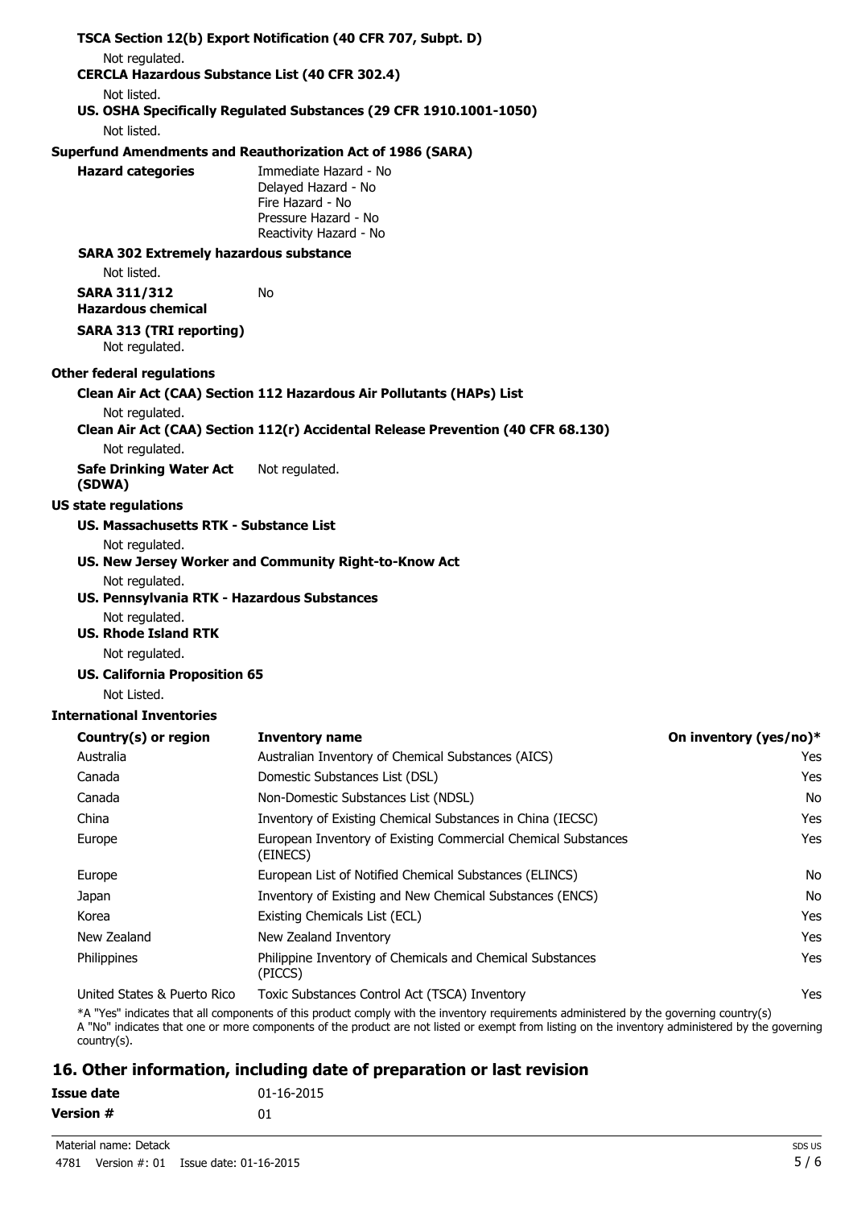**TSCA Section 12(b) Export Notification (40 CFR 707, Subpt. D)**

Not regulated.

**CERCLA Hazardous Substance List (40 CFR 302.4)**

Not listed.

**US. OSHA Specifically Regulated Substances (29 CFR 1910.1001-1050)**

Not listed.

**Superfund Amendments and Reauthorization Act of 1986 (SARA)**

**Hazard categories**

Immediate Hazard - No
Delayed Hazard - No
Fire Hazard - No
Pressure Hazard - No
Reactivity Hazard - No

**SARA 302 Extremely hazardous substance**

Not listed.

**SARA 311/312 Hazardous chemical** No

**SARA 313 (TRI reporting)**

Not regulated.

**Other federal regulations**

**Clean Air Act (CAA) Section 112 Hazardous Air Pollutants (HAPs) List**

Not regulated.

**Clean Air Act (CAA) Section 112(r) Accidental Release Prevention (40 CFR 68.130)**

Not regulated.

**Safe Drinking Water Act (SDWA)** Not regulated.

**US state regulations**

**US. Massachusetts RTK - Substance List**

Not regulated.

**US. New Jersey Worker and Community Right-to-Know Act**

Not regulated.

**US. Pennsylvania RTK - Hazardous Substances**

Not regulated.

**US. Rhode Island RTK**

Not regulated.

**US. California Proposition 65**

Not Listed.

**International Inventories**

| Country(s) or region | Inventory name | On inventory (yes/no)* |
|---|---|---|
| Australia | Australian Inventory of Chemical Substances (AICS) | Yes |
| Canada | Domestic Substances List (DSL) | Yes |
| Canada | Non-Domestic Substances List (NDSL) | No |
| China | Inventory of Existing Chemical Substances in China (IECSC) | Yes |
| Europe | European Inventory of Existing Commercial Chemical Substances (EINECS) | Yes |
| Europe | European List of Notified Chemical Substances (ELINCS) | No |
| Japan | Inventory of Existing and New Chemical Substances (ENCS) | No |
| Korea | Existing Chemicals List (ECL) | Yes |
| New Zealand | New Zealand Inventory | Yes |
| Philippines | Philippine Inventory of Chemicals and Chemical Substances (PICCS) | Yes |
| United States & Puerto Rico | Toxic Substances Control Act (TSCA) Inventory | Yes |

*A "Yes" indicates that all components of this product comply with the inventory requirements administered by the governing country(s)
A "No" indicates that one or more components of the product are not listed or exempt from listing on the inventory administered by the governing country(s).

## 16. Other information, including date of preparation or last revision

**Issue date** 01-16-2015

**Version #** 01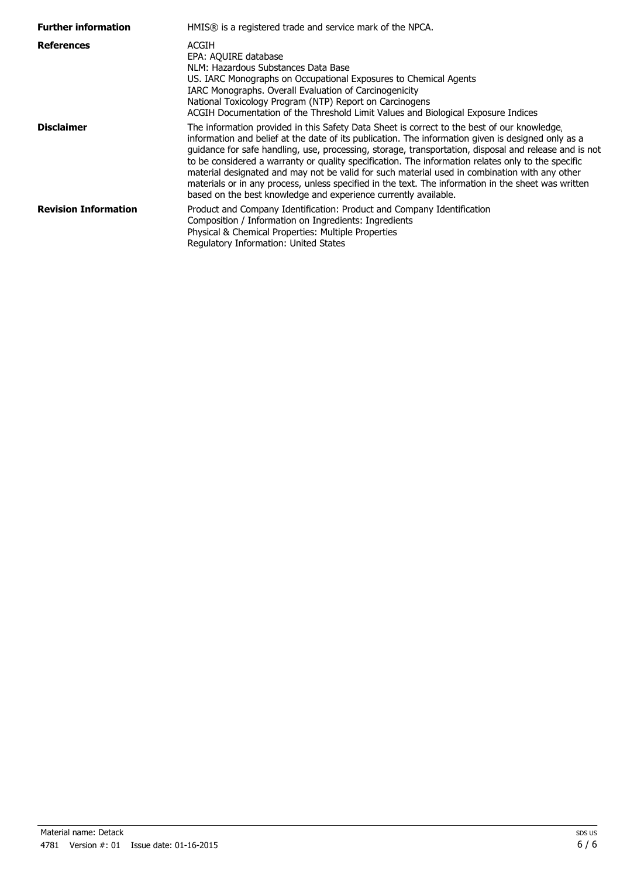**Further information**

HMIS® is a registered trade and service mark of the NPCA.

**References**

ACGIH
EPA: AQUIRE database
NLM: Hazardous Substances Data Base
US. IARC Monographs on Occupational Exposures to Chemical Agents
IARC Monographs. Overall Evaluation of Carcinogenicity
National Toxicology Program (NTP) Report on Carcinogens
ACGIH Documentation of the Threshold Limit Values and Biological Exposure Indices

**Disclaimer**

The information provided in this Safety Data Sheet is correct to the best of our knowledge, information and belief at the date of its publication. The information given is designed only as a guidance for safe handling, use, processing, storage, transportation, disposal and release and is not to be considered a warranty or quality specification. The information relates only to the specific material designated and may not be valid for such material used in combination with any other materials or in any process, unless specified in the text. The information in the sheet was written based on the best knowledge and experience currently available.

**Revision Information**

Product and Company Identification: Product and Company Identification
Composition / Information on Ingredients: Ingredients
Physical & Chemical Properties: Multiple Properties
Regulatory Information: United States